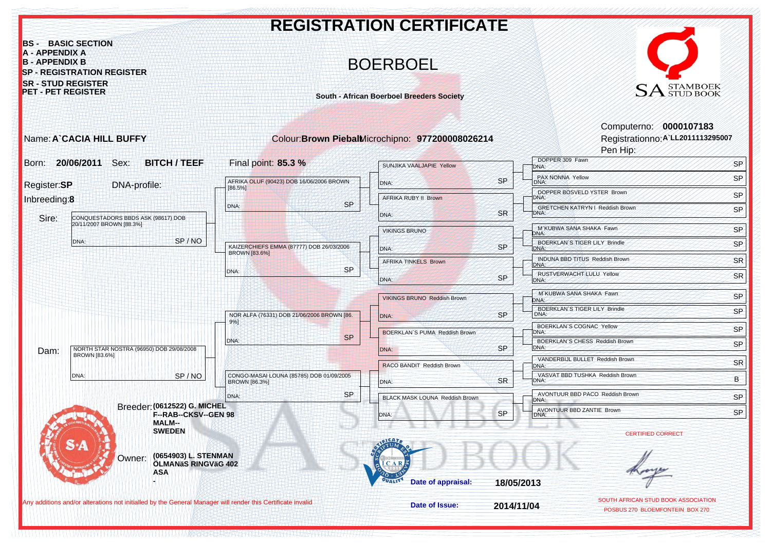# REGISTRATION CERTIFICATE

**BS - BASIC SECTION**
**A - APPENDIX A**
**B - APPENDIX B**
**SP - REGISTRATION REGISTER**
**SR - STUD REGISTER**
**PET - PET REGISTER**

## BOERBOEL

**South - African Boerboel Breeders Society**

SA STAMBOEK STUD BOOK

Computerno: **0000107183**
Registrationno: **A`LL2011113295007**
Pen Hip:

Name: **A`CACIA HILL BUFFY**
Colour: **Brown Piebald**
Microchipno: **977200008026214**

Born: **20/06/2011** Sex: **BITCH / TEEF**
Final point: **85.3 %**

Register: **SP**
DNA-profile:
Inbreeding: **8**

**Sire:** CONQUESTADORS BBDS ASK (98617) DOB 20/11/2007 BROWN [88.3%] — DNA: — SP / NO

- AFRIKA OLUF (90423) DOB 16/06/2006 BROWN [86.5%] — DNA: — SP
  - SUNJIKA VAALJAPIE Yellow — DNA: — SP
    - DOPPER 309 Fawn — DNA: — SP
    - PAX NONNA Yellow — DNA: — SP
  - AFRIKA RUBY II Brown — DNA: — SR
    - DOPPER BOSVELD YSTER Brown — DNA: — SP
    - GRETCHEN KATRYN I Reddish Brown — DNA: — SP
- KAIZERCHIEFS EMMA (87777) DOB 26/03/2006 BROWN [83.6%] — DNA: — SP
  - VIKINGS BRUNO — DNA: — SP
    - M`KUBWA SANA SHAKA Fawn — DNA: — SP
    - BOERKLAN`S TIGER LILY Brindle — DNA: — SP
  - AFRIKA TINKELS Brown — DNA: — SP
    - INDUNA BBD TITUS Reddish Brown — DNA: — SR
    - RUSTVERWACHT LULU Yellow — DNA: — SR

**Dam:** NORTH STAR NOSTRA (96950) DOB 29/08/2008 BROWN [83.6%] — DNA: — SP / NO

- NOR ALFA (76331) DOB 21/06/2006 BROWN [86.9%] — DNA: — SP
  - VIKINGS BRUNO Reddish Brown — DNA: — SP
    - M`KUBWA SANA SHAKA Fawn — DNA: — SP
    - BOERKLAN`S TIGER LILY Brindle — DNA: — SP
  - BOERKLAN`S PUMA Reddish Brown — DNA: — SP
    - BOERKLAN`S COGNAC Yellow — DNA: — SP
    - BOERKLAN`S CHESS Reddish Brown — DNA: — SP
- CONGO-MASAI LOUNA (85785) DOB 01/09/2005 BROWN [86.3%] — DNA: — SP
  - RACO BANDIT Reddish Brown — DNA: — SR
    - VANDERBIJL BULLET Reddish Brown — DNA: — SR
    - VASVAT BBD TUSHKA Reddish Brown — DNA: — B
  - BLACK MASK LOUNA Reddish Brown — DNA: — SP
    - AVONTUUR BBD PACO Reddish Brown — DNA: — SP
    - AVONTUUR BBD ZANTIE Brown — DNA: — SP

Breeder: **(0612522) G. MICHEL**
**F--RAB--CKSV--GEN 98**
**MALM--**
**SWEDEN**

Owner: **(0654903) L. STENMAN**
**ÖLMANäS RINGVäG 402**
**ASA**
**-**

Date of appraisal: **18/05/2013**

Date of Issue: **2014/11/04**

CERTIFIED CORRECT

SOUTH AFRICAN STUD BOOK ASSOCIATION
POSBUS 270 BLOEMFONTEIN BOX 270

Any additions and/or alterations not initialled by the General Manager will render this Certificate invalid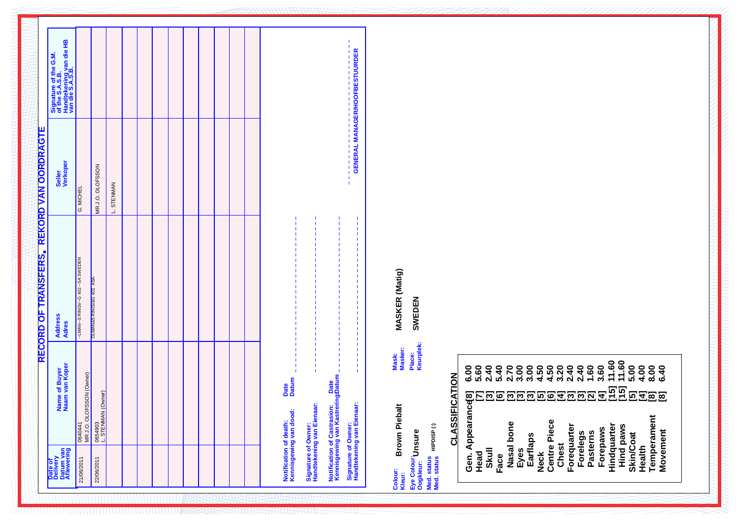# RECORD OF TRANSFERS. REKORD VAN OORDRAGTE

| Date of Delivery / Datum van Aflewering | Name of Buyer / Naam van Koper | Address / Adres | Seller / Verkoper | Signature of the G.M. of the S.A.S.B. / Handtekening van die HB van die S.A.S.B. |
|---|---|---|---|---|
| 21/06/2011 | 0640441 MR J.O. OLOFSSON (Owner) | ~LMAN~S RINGV~G 402 ~SA SWEDEN | G. MICHEL | |
| 22/06/2011 | 0654903 L. STENMAN (Owner) | OLMANaS RINGVaG 402 ASA | MR J.O. OLOFSSON | |
| | | | L. STENMAN | |
| | | | | |
| | | | | |
| | | | | |
| | | | | |
| | | | | |
| | | | | |
| | | | | |
| | | | | |
| | | | | |

Notification of death: / Kennisgewing van dood: Date / Datum

Signature of Owner: / Handtekening van Eienaar:

Notification of Castrasion: / Kennisgewing van Kastrering Date / Datum

Signature of Owner: / Handtekening van Eienaar:

GENERAL MANAGER/HOOFBESTUURDER

Colour: / Kleur: Brown Piebalt

Eye Colour: / Oogkleur: Unsure

Med. status / Med. status HIPDISP (-)

Mask: / Masker: MASKER (Matig)

Place: / Keurplek: SWEDEN

## CLASSIFICATION

| | | |
|---|---|---|
| Gen. Appearance | [8] | 6.00 |
| Head | [7] | 5.60 |
| Skull | [3] | 2.40 |
| Face | [6] | 5.40 |
| Nasal bone | [3] | 2.70 |
| Eyes | [3] | 3.00 |
| Earflaps | [3] | 3.00 |
| Neck | [5] | 4.50 |
| Centre Piece | [6] | 4.50 |
| Chest | [4] | 3.20 |
| Forequarter | [3] | 2.40 |
| Forelegs | [3] | 2.40 |
| Pasterns | [2] | 1.60 |
| Forepaws | [4] | 3.60 |
| Hindquarter | [15] | 11.60 |
| Hind paws | [15] | 11.60 |
| Skin/Coat | [5] | 5.00 |
| Health | [4] | 4.00 |
| Temperament | [8] | 8.00 |
| Movement | [8] | 6.40 |